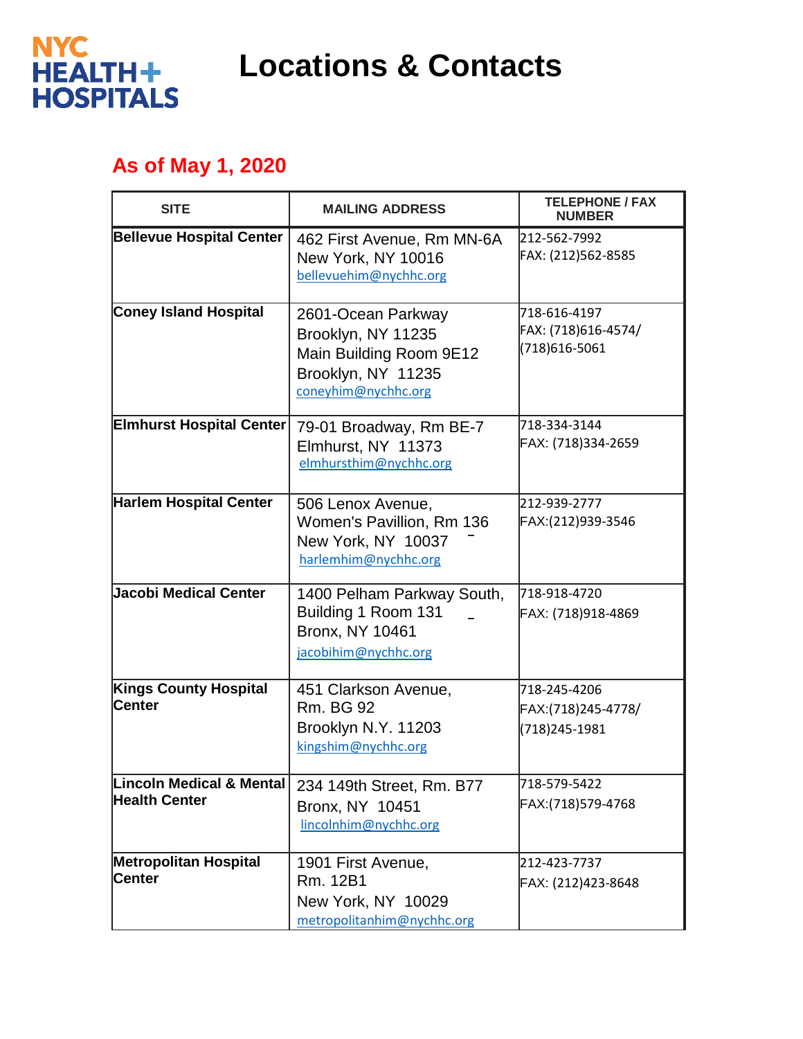NYC HEALTH+ HOSPITALS

# Locations & Contacts

## As of May 1, 2020

| SITE | MAILING ADDRESS | TELEPHONE / FAX NUMBER |
|---|---|---|
| **Bellevue Hospital Center** | 462 First Avenue, Rm MN-6A<br>New York, NY 10016<br>bellevuehim@nychhc.org | 212-562-7992<br>FAX: (212)562-8585 |
| **Coney Island Hospital** | 2601-Ocean Parkway<br>Brooklyn, NY 11235<br>Main Building Room 9E12<br>Brooklyn, NY 11235<br>coneyhim@nychhc.org | 718-616-4197<br>FAX: (718)616-4574/<br>(718)616-5061 |
| **Elmhurst Hospital Center** | 79-01 Broadway, Rm BE-7<br>Elmhurst, NY 11373<br>elmhursthim@nychhc.org | 718-334-3144<br>FAX: (718)334-2659 |
| **Harlem Hospital Center** | 506 Lenox Avenue,<br>Women's Pavillion, Rm 136<br>New York, NY 10037<br>harlemhim@nychhc.org | 212-939-2777<br>FAX:(212)939-3546 |
| **Jacobi Medical Center** | 1400 Pelham Parkway South,<br>Building 1 Room 131<br>Bronx, NY 10461<br>jacobihim@nychhc.org | 718-918-4720<br>FAX: (718)918-4869 |
| **Kings County Hospital Center** | 451 Clarkson Avenue,<br>Rm. BG 92<br>Brooklyn N.Y. 11203<br>kingshim@nychhc.org | 718-245-4206<br>FAX:(718)245-4778/<br>(718)245-1981 |
| **Lincoln Medical & Mental Health Center** | 234 149th Street, Rm. B77<br>Bronx, NY 10451<br>lincolnhim@nychhc.org | 718-579-5422<br>FAX:(718)579-4768 |
| **Metropolitan Hospital Center** | 1901 First Avenue,<br>Rm. 12B1<br>New York, NY 10029<br>metropolitanhim@nychhc.org | 212-423-7737<br>FAX: (212)423-8648 |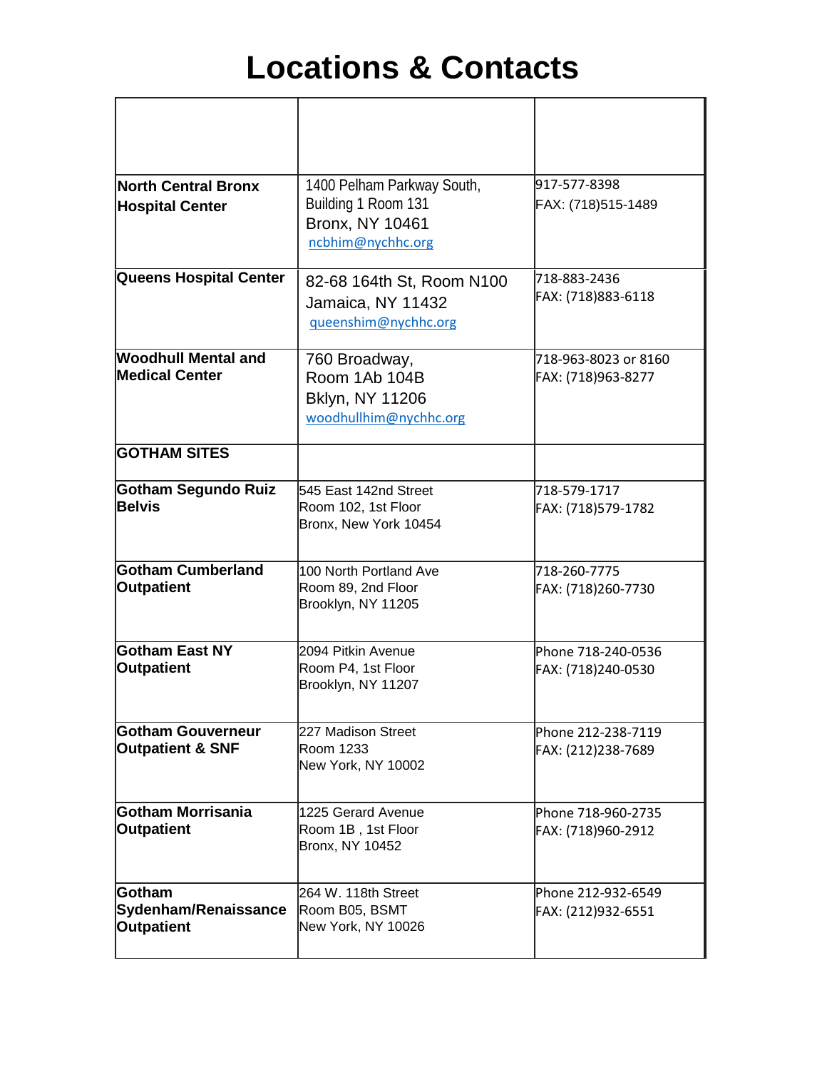# Locations & Contacts

| | | |
|---|---|---|
| **North Central Bronx Hospital Center** | 1400 Pelham Parkway South, Building 1 Room 131<br>Bronx, NY 10461<br>ncbhim@nychhc.org | 917-577-8398<br>FAX: (718)515-1489 |
| **Queens Hospital Center** | 82-68 164th St, Room N100<br>Jamaica, NY 11432<br>queenshim@nychhc.org | 718-883-2436<br>FAX: (718)883-6118 |
| **Woodhull Mental and Medical Center** | 760 Broadway,<br>Room 1Ab 104B<br>Bklyn, NY 11206<br>woodhullhim@nychhc.org | 718-963-8023 or 8160<br>FAX: (718)963-8277 |
| **GOTHAM SITES** | | |
| **Gotham Segundo Ruiz Belvis** | 545 East 142nd Street<br>Room 102, 1st Floor<br>Bronx, New York 10454 | 718-579-1717<br>FAX: (718)579-1782 |
| **Gotham Cumberland Outpatient** | 100 North Portland Ave<br>Room 89, 2nd Floor<br>Brooklyn, NY 11205 | 718-260-7775<br>FAX: (718)260-7730 |
| **Gotham East NY Outpatient** | 2094 Pitkin Avenue<br>Room P4, 1st Floor<br>Brooklyn, NY 11207 | Phone 718-240-0536<br>FAX: (718)240-0530 |
| **Gotham Gouverneur Outpatient & SNF** | 227 Madison Street<br>Room 1233<br>New York, NY 10002 | Phone 212-238-7119<br>FAX: (212)238-7689 |
| **Gotham Morrisania Outpatient** | 1225 Gerard Avenue<br>Room 1B , 1st Floor<br>Bronx, NY 10452 | Phone 718-960-2735<br>FAX: (718)960-2912 |
| **Gotham Sydenham/Renaissance Outpatient** | 264 W. 118th Street<br>Room B05, BSMT<br>New York, NY 10026 | Phone 212-932-6549<br>FAX: (212)932-6551 |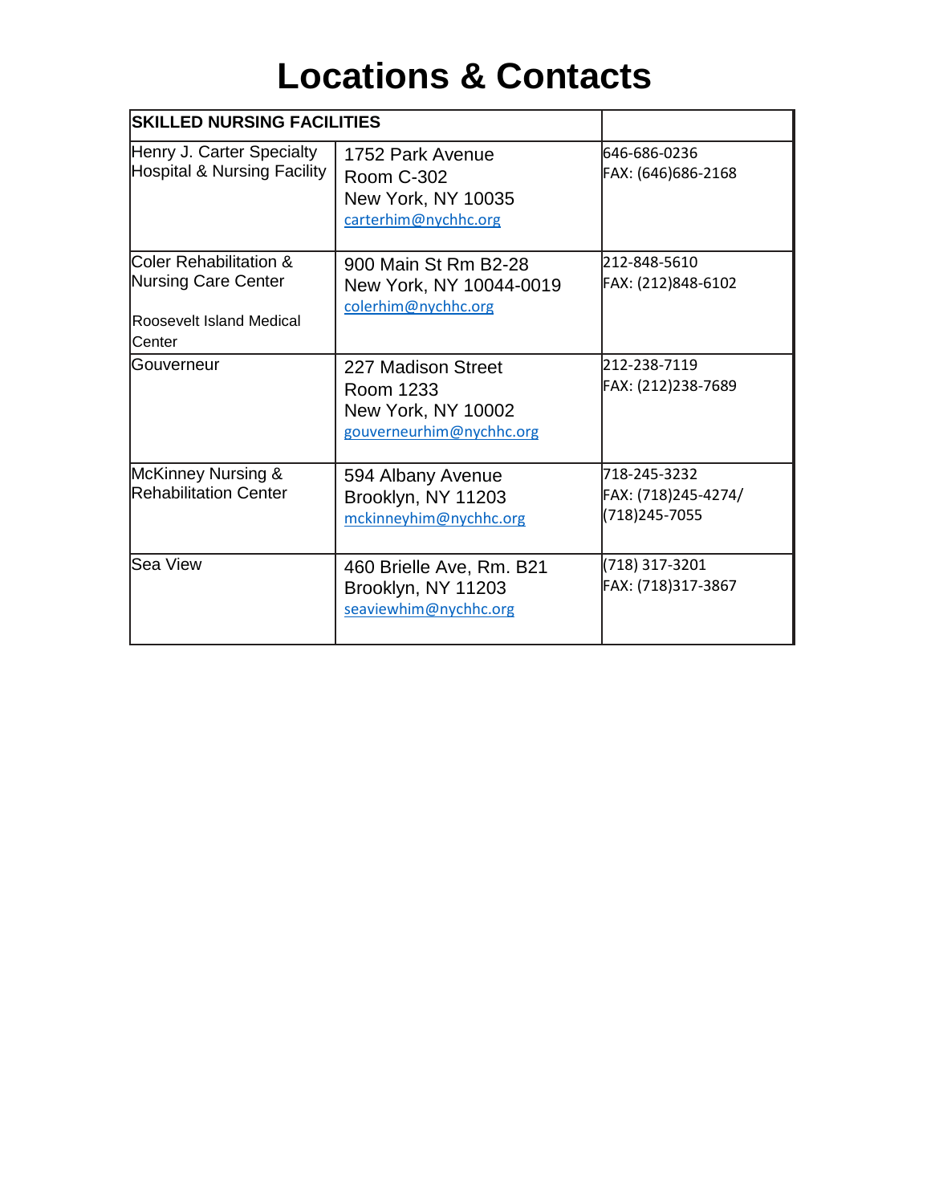# Locations & Contacts

| SKILLED NURSING FACILITIES | | |
|---|---|---|
| Henry J. Carter Specialty Hospital & Nursing Facility | 1752 Park Avenue<br>Room C-302<br>New York, NY 10035<br>carterhim@nychhc.org | 646-686-0236<br>FAX: (646)686-2168 |
| Coler Rehabilitation & Nursing Care Center<br><br>Roosevelt Island Medical Center | 900 Main St Rm B2-28<br>New York, NY 10044-0019<br>colerhim@nychhc.org | 212-848-5610<br>FAX: (212)848-6102 |
| Gouverneur | 227 Madison Street<br>Room 1233<br>New York, NY 10002<br>gouverneurhim@nychhc.org | 212-238-7119<br>FAX: (212)238-7689 |
| McKinney Nursing & Rehabilitation Center | 594 Albany Avenue<br>Brooklyn, NY 11203<br>mckinneyhim@nychhc.org | 718-245-3232<br>FAX: (718)245-4274/<br>(718)245-7055 |
| Sea View | 460 Brielle Ave, Rm. B21<br>Brooklyn, NY 11203<br>seaviewhim@nychhc.org | (718) 317-3201<br>FAX: (718)317-3867 |